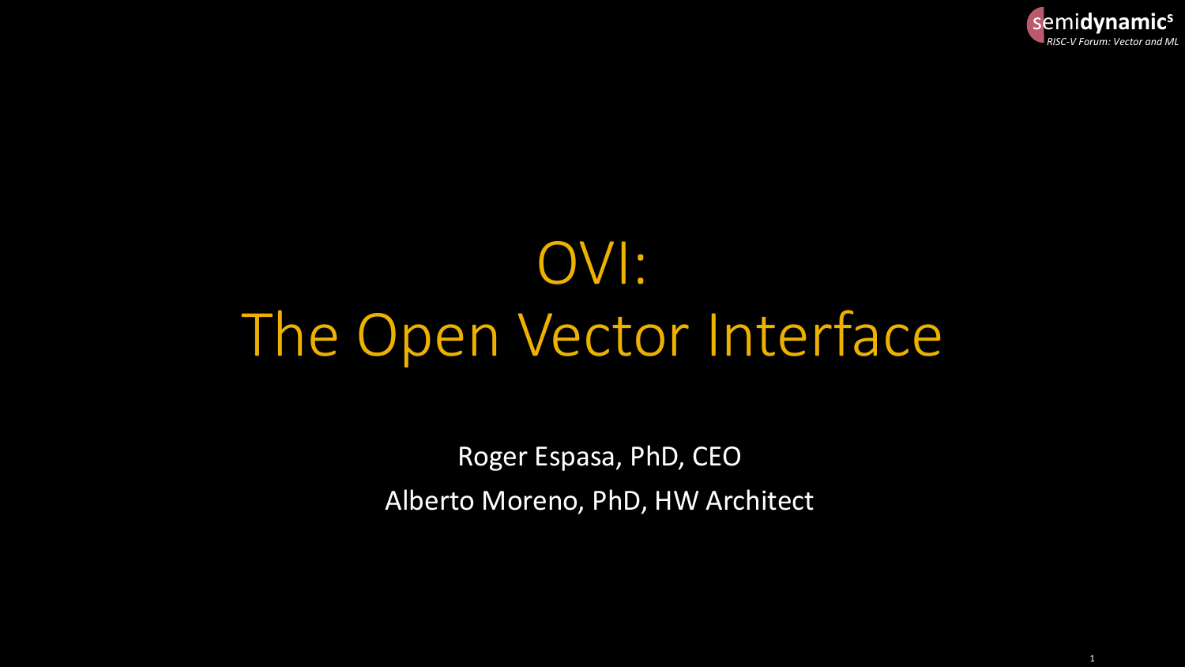# OVI:
# The Open Vector Interface

Roger Espasa, PhD, CEO

Alberto Moreno, PhD, HW Architect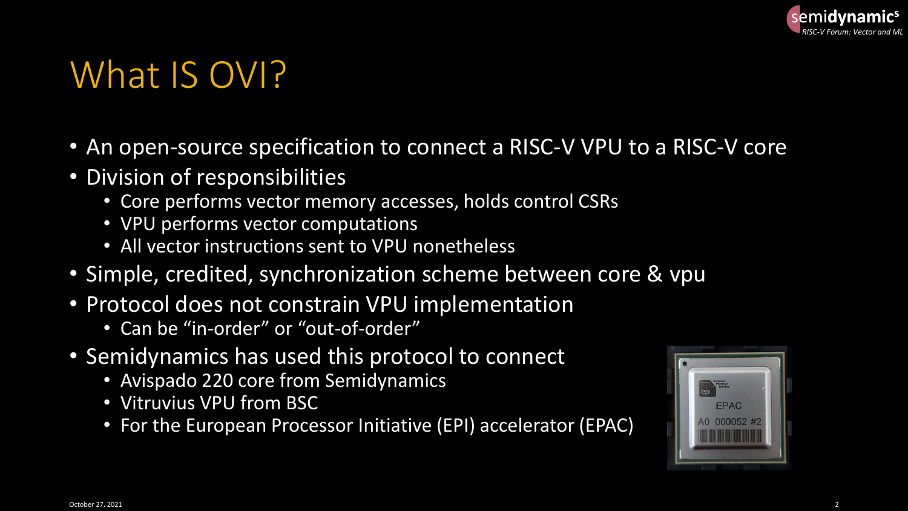# What IS OVI?

- An open-source specification to connect a RISC-V VPU to a RISC-V core
- Division of responsibilities
  - Core performs vector memory accesses, holds control CSRs
  - VPU performs vector computations
  - All vector instructions sent to VPU nonetheless
- Simple, credited, synchronization scheme between core & vpu
- Protocol does not constrain VPU implementation
  - Can be "in-order" or "out-of-order"
- Semidynamics has used this protocol to connect
  - Avispado 220 core from Semidynamics
  - Vitruvius VPU from BSC
  - For the European Processor Initiative (EPI) accelerator (EPAC)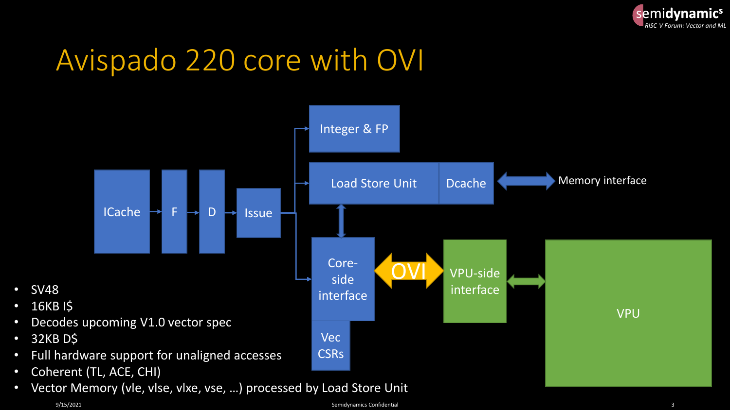# Avispado 220 core with OVI

ICache → F → D → Issue → Integer & FP / Load Store Unit / Core-side interface

Load Store Unit | Dcache ⟷ Memory interface

Core-side interface ⟷ OVI ⟷ VPU-side interface ⟷ VPU

Vec CSRs

- SV48
- 16KB I$
- Decodes upcoming V1.0 vector spec
- 32KB D$
- Full hardware support for unaligned accesses
- Coherent (TL, ACE, CHI)
- Vector Memory (vle, vlse, vlxe, vse, …) processed by Load Store Unit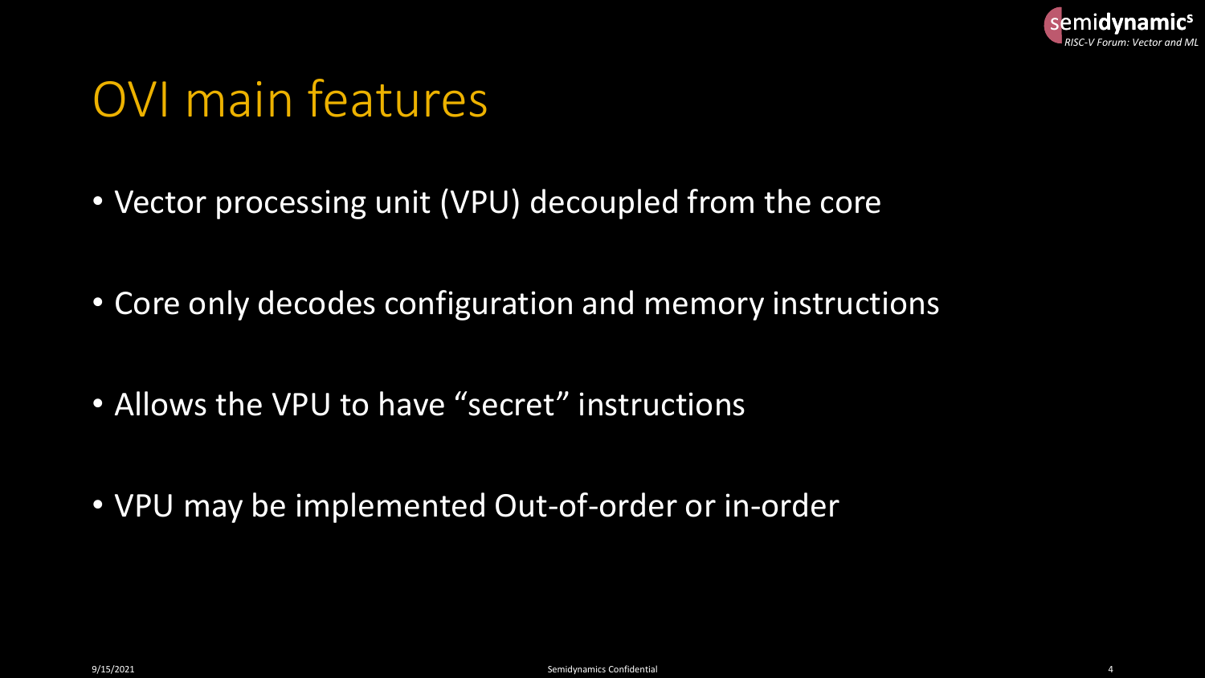# OVI main features

- Vector processing unit (VPU) decoupled from the core
- Core only decodes configuration and memory instructions
- Allows the VPU to have "secret" instructions
- VPU may be implemented Out-of-order or in-order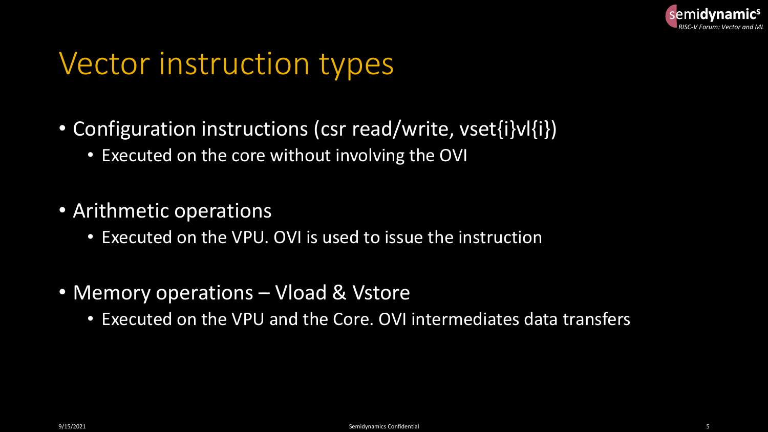# Vector instruction types

- Configuration instructions (csr read/write, vset{i}vl{i})
  - Executed on the core without involving the OVI
- Arithmetic operations
  - Executed on the VPU. OVI is used to issue the instruction
- Memory operations – Vload & Vstore
  - Executed on the VPU and the Core. OVI intermediates data transfers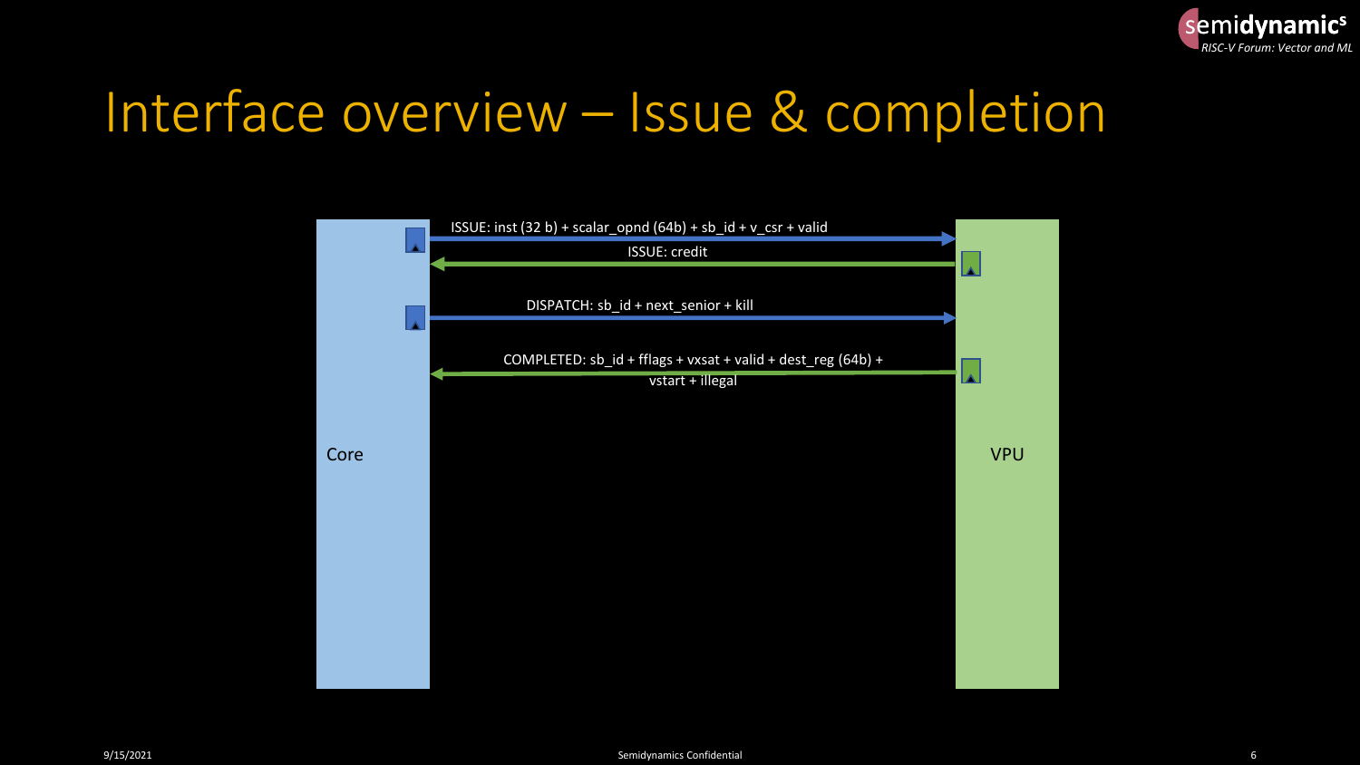# Interface overview – Issue & completion

Core

VPU

ISSUE: inst (32 b) + scalar_opnd (64b) + sb_id + v_csr + valid

ISSUE: credit

DISPATCH: sb_id + next_senior + kill

COMPLETED: sb_id + fflags + vxsat + valid + dest_reg (64b) + vstart + illegal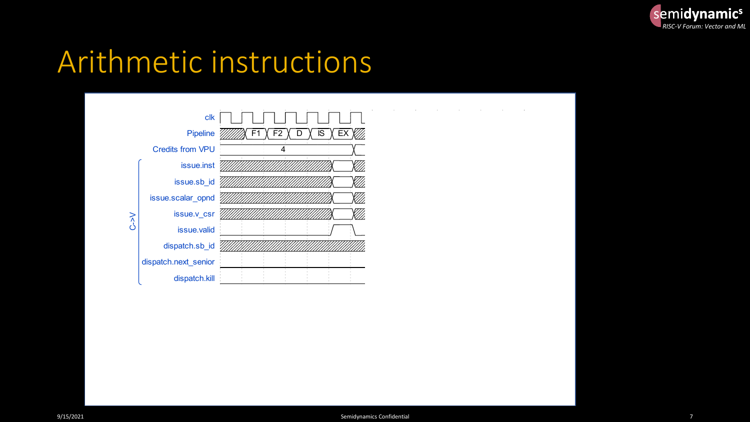# Arithmetic instructions

clk

Pipeline: F1, F2, D, IS, EX

Credits from VPU: 4

C->V

- issue.inst
- issue.sb_id
- issue.scalar_opnd
- issue.v_csr
- issue.valid
- dispatch.sb_id
- dispatch.next_senior
- dispatch.kill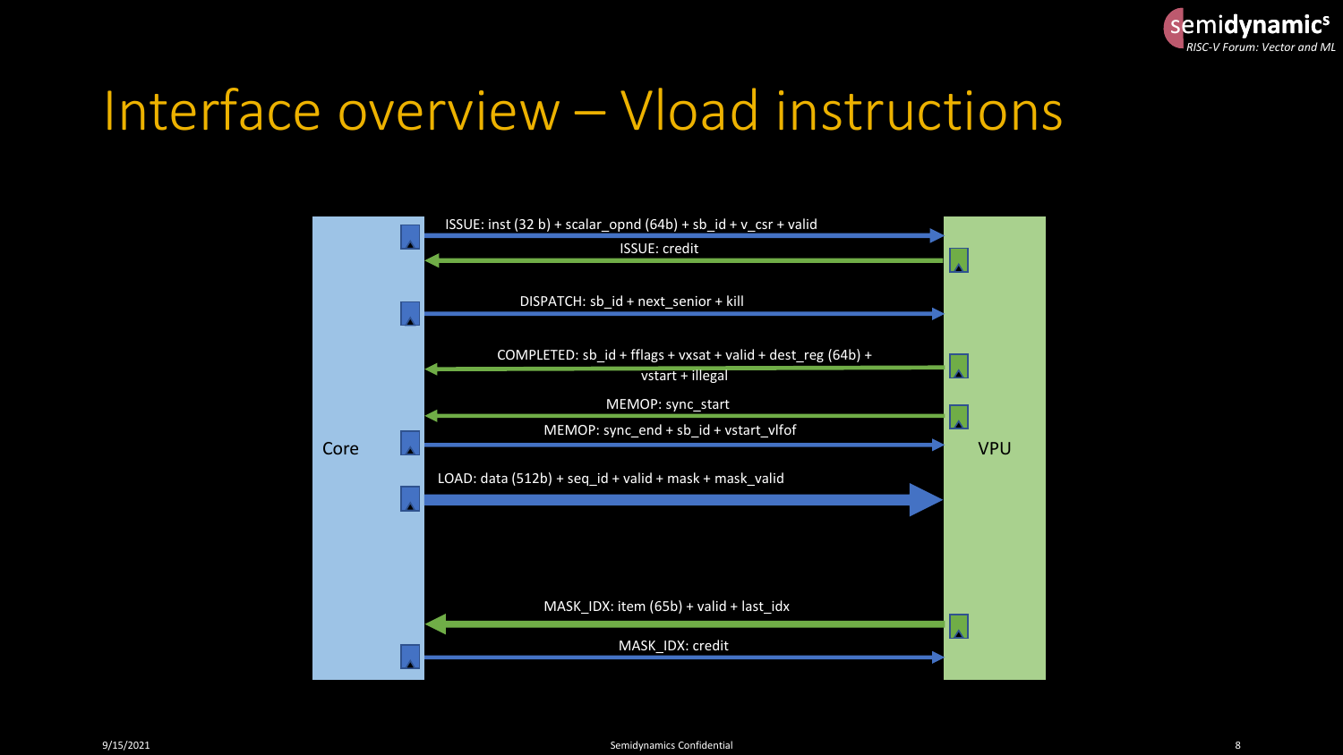# Interface overview – Vload instructions

Core

VPU

- ISSUE: inst (32 b) + scalar_opnd (64b) + sb_id + v_csr + valid (Core → VPU)
- ISSUE: credit (VPU → Core)
- DISPATCH: sb_id + next_senior + kill (Core → VPU)
- COMPLETED: sb_id + fflags + vxsat + valid + dest_reg (64b) + vstart + illegal (VPU → Core)
- MEMOP: sync_start (VPU → Core)
- MEMOP: sync_end + sb_id + vstart_vlfof (Core → VPU)
- LOAD: data (512b) + seq_id + valid + mask + mask_valid (Core → VPU)
- MASK_IDX: item (65b) + valid + last_idx (VPU → Core)
- MASK_IDX: credit (Core → VPU)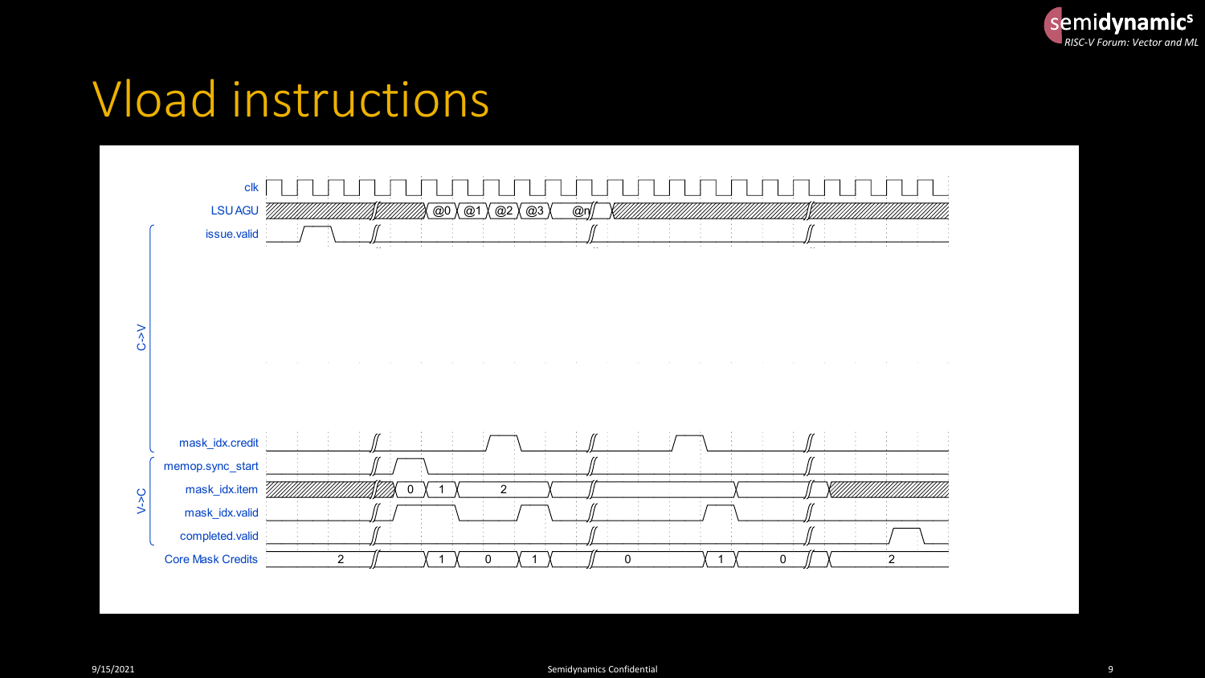# Vload instructions

clk

LSU AGU: @0 @1 @2 @3 @n

C->V:
- issue.valid
- mask_idx.credit

V->C:
- memop.sync_start
- mask_idx.item: 0 1 2
- mask_idx.valid
- completed.valid

Core Mask Credits: 2 1 0 1 0 1 0 2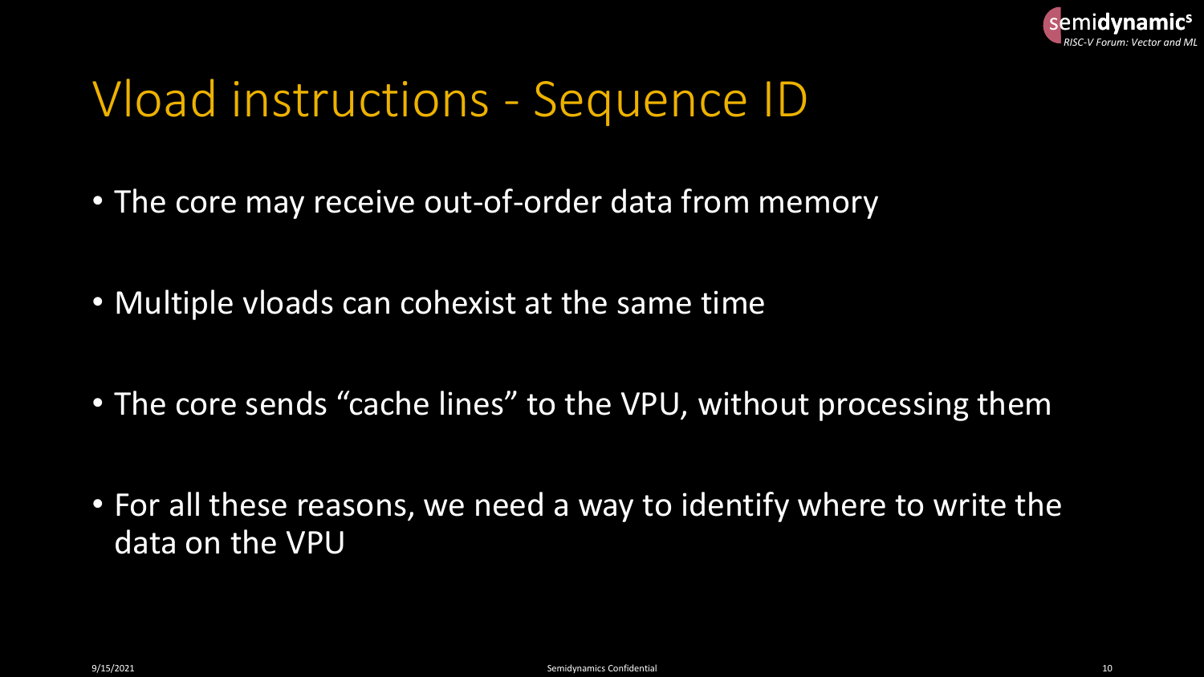# Vload instructions - Sequence ID

- The core may receive out-of-order data from memory
- Multiple vloads can cohexist at the same time
- The core sends "cache lines" to the VPU, without processing them
- For all these reasons, we need a way to identify where to write the data on the VPU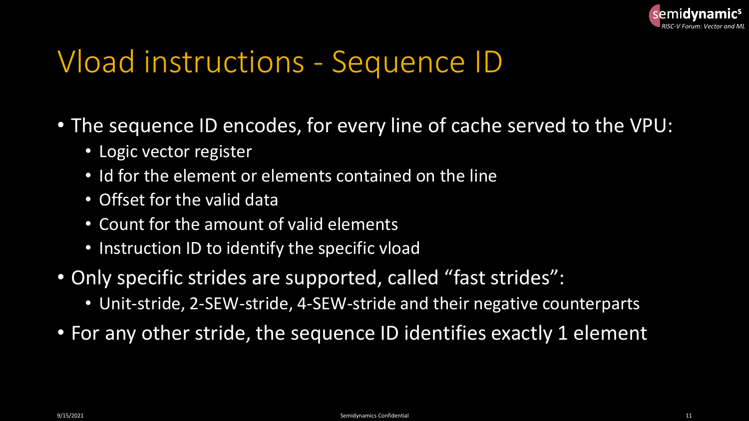# Vload instructions - Sequence ID

- The sequence ID encodes, for every line of cache served to the VPU:
  - Logic vector register
  - Id for the element or elements contained on the line
  - Offset for the valid data
  - Count for the amount of valid elements
  - Instruction ID to identify the specific vload
- Only specific strides are supported, called "fast strides":
  - Unit-stride, 2-SEW-stride, 4-SEW-stride and their negative counterparts
- For any other stride, the sequence ID identifies exactly 1 element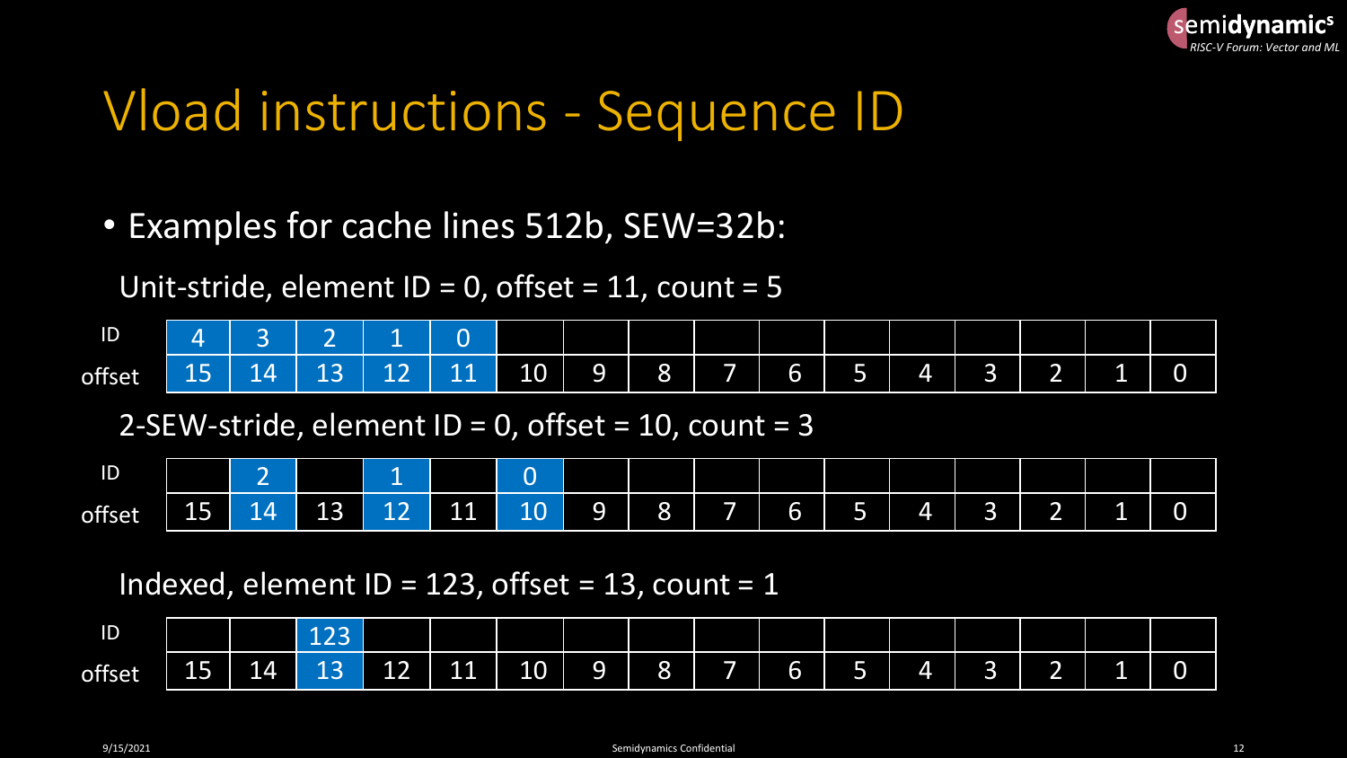# Vload instructions - Sequence ID

- Examples for cache lines 512b, SEW=32b:

Unit-stride, element ID = 0, offset = 11, count = 5

| ID | 4 | 3 | 2 | 1 | 0 | | | | | | | | | | | |
|---|---|---|---|---|---|---|---|---|---|---|---|---|---|---|---|---|
| offset | 15 | 14 | 13 | 12 | 11 | 10 | 9 | 8 | 7 | 6 | 5 | 4 | 3 | 2 | 1 | 0 |

2-SEW-stride, element ID = 0, offset = 10, count = 3

| ID | | 2 | | 1 | | 0 | | | | | | | | | | |
|---|---|---|---|---|---|---|---|---|---|---|---|---|---|---|---|---|
| offset | 15 | 14 | 13 | 12 | 11 | 10 | 9 | 8 | 7 | 6 | 5 | 4 | 3 | 2 | 1 | 0 |

Indexed, element ID = 123, offset = 13, count = 1

| ID | | | 123 | | | | | | | | | | | | | |
|---|---|---|---|---|---|---|---|---|---|---|---|---|---|---|---|---|
| offset | 15 | 14 | 13 | 12 | 11 | 10 | 9 | 8 | 7 | 6 | 5 | 4 | 3 | 2 | 1 | 0 |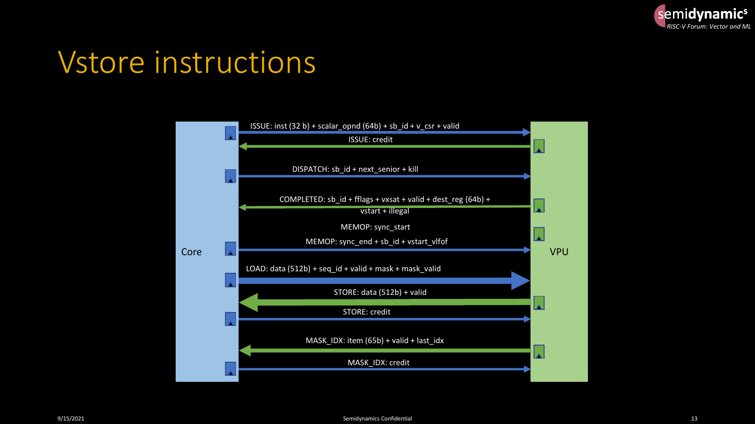# Vstore instructions

Core

VPU

- ISSUE: inst (32 b) + scalar_opnd (64b) + sb_id + v_csr + valid
- ISSUE: credit
- DISPATCH: sb_id + next_senior + kill
- COMPLETED: sb_id + fflags + vxsat + valid + dest_reg (64b) + vstart + illegal
- MEMOP: sync_start
- MEMOP: sync_end + sb_id + vstart_vlfof
- LOAD: data (512b) + seq_id + valid + mask + mask_valid
- STORE: data (512b) + valid
- STORE: credit
- MASK_IDX: item (65b) + valid + last_idx
- MASK_IDX: credit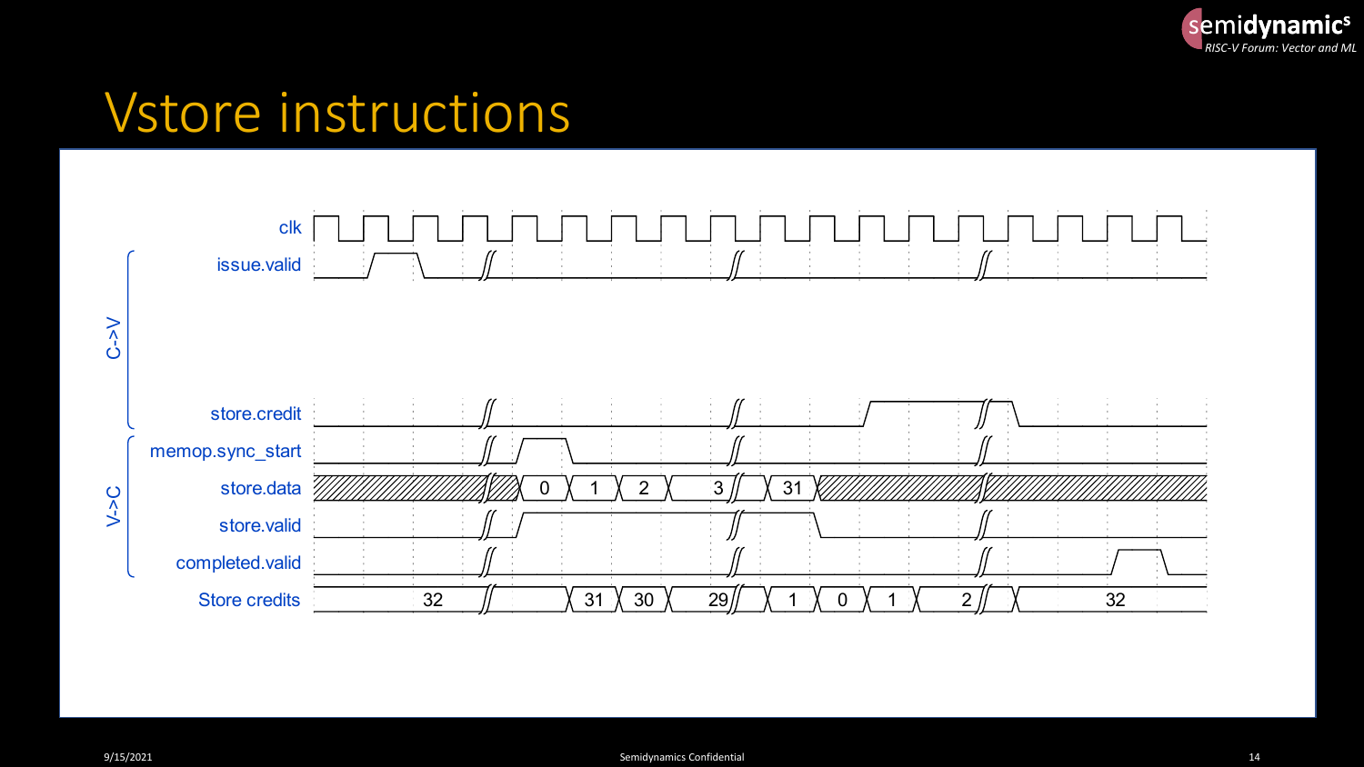# Vstore instructions

C->V

- issue.valid
- store.credit

V->C

- memop.sync_start
- store.data: 0, 1, 2, 3, 31
- store.valid
- completed.valid

Store credits: 32, 31, 30, 29, 1, 0, 1, 2, 32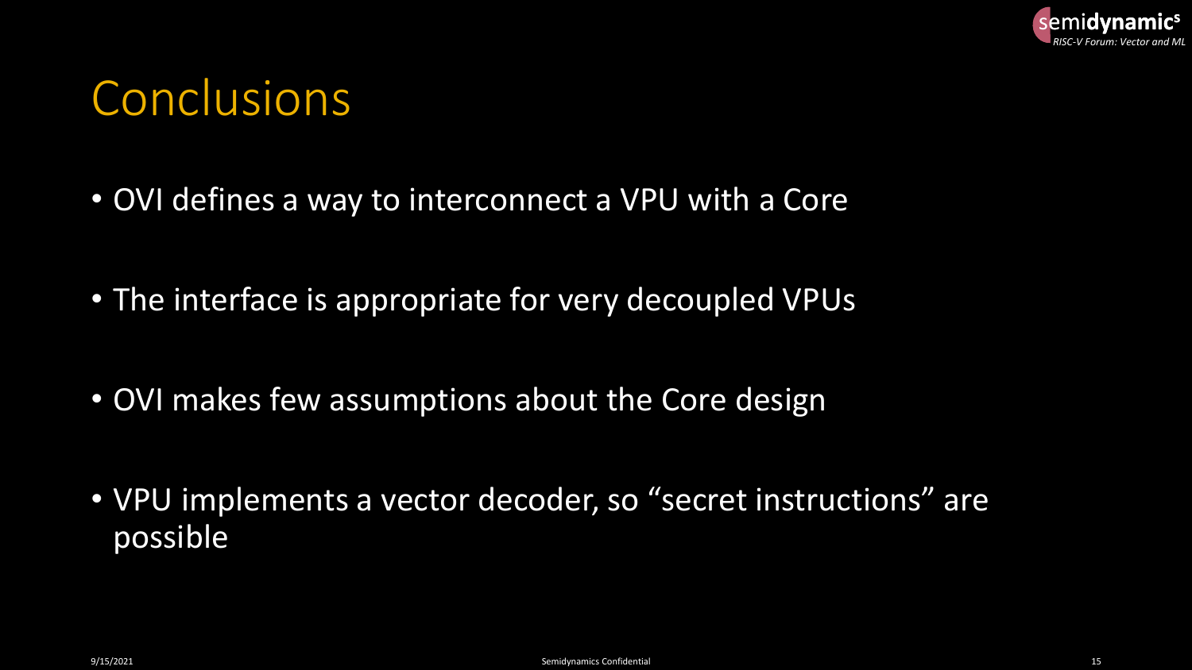# Conclusions

- OVI defines a way to interconnect a VPU with a Core
- The interface is appropriate for very decoupled VPUs
- OVI makes few assumptions about the Core design
- VPU implements a vector decoder, so “secret instructions” are possible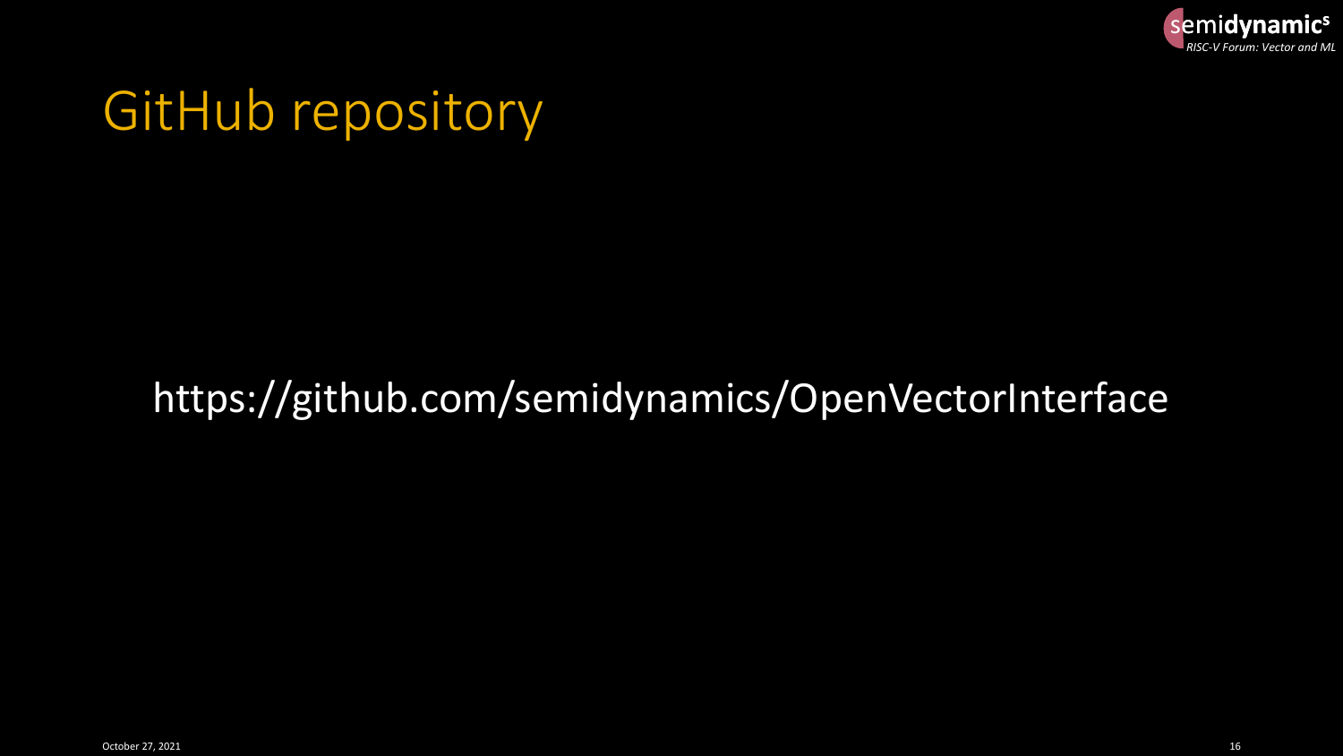# GitHub repository

https://github.com/semidynamics/OpenVectorInterface